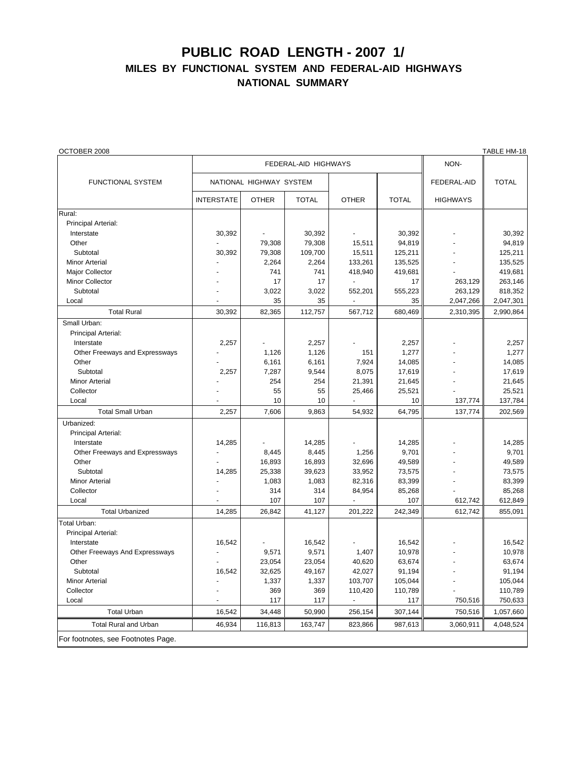# PUBLIC ROAD LENGTH - 2007 1/

## MILES BY FUNCTIONAL SYSTEM AND FEDERAL-AID HIGHWAYS

## NATIONAL SUMMARY

OCTOBER 2008 TABLE HM-18

| FUNCTIONAL SYSTEM | FEDERAL-AID HIGHWAYS | | | | | NON-FEDERAL-AID HIGHWAYS | TOTAL |
|---|---|---|---|---|---|---|---|
| | NATIONAL HIGHWAY SYSTEM | | | | | | |
| | INTERSTATE | OTHER | TOTAL | OTHER | TOTAL | | |
| Rural: | | | | | | | |
| Principal Arterial: | | | | | | | |
| Interstate | 30,392 | - | 30,392 | - | 30,392 | - | 30,392 |
| Other | - | 79,308 | 79,308 | 15,511 | 94,819 | - | 94,819 |
| Subtotal | 30,392 | 79,308 | 109,700 | 15,511 | 125,211 | - | 125,211 |
| Minor Arterial | - | 2,264 | 2,264 | 133,261 | 135,525 | - | 135,525 |
| Major Collector | - | 741 | 741 | 418,940 | 419,681 | - | 419,681 |
| Minor Collector | - | 17 | 17 | - | 17 | 263,129 | 263,146 |
| Subtotal | - | 3,022 | 3,022 | 552,201 | 555,223 | 263,129 | 818,352 |
| Local | - | 35 | 35 | - | 35 | 2,047,266 | 2,047,301 |
| Total Rural | 30,392 | 82,365 | 112,757 | 567,712 | 680,469 | 2,310,395 | 2,990,864 |
| Small Urban: | | | | | | | |
| Principal Arterial: | | | | | | | |
| Interstate | 2,257 | - | 2,257 | - | 2,257 | - | 2,257 |
| Other Freeways and Expressways | - | 1,126 | 1,126 | 151 | 1,277 | - | 1,277 |
| Other | - | 6,161 | 6,161 | 7,924 | 14,085 | - | 14,085 |
| Subtotal | 2,257 | 7,287 | 9,544 | 8,075 | 17,619 | - | 17,619 |
| Minor Arterial | - | 254 | 254 | 21,391 | 21,645 | - | 21,645 |
| Collector | - | 55 | 55 | 25,466 | 25,521 | - | 25,521 |
| Local | - | 10 | 10 | - | 10 | 137,774 | 137,784 |
| Total Small Urban | 2,257 | 7,606 | 9,863 | 54,932 | 64,795 | 137,774 | 202,569 |
| Urbanized: | | | | | | | |
| Principal Arterial: | | | | | | | |
| Interstate | 14,285 | - | 14,285 | - | 14,285 | - | 14,285 |
| Other Freeways and Expressways | - | 8,445 | 8,445 | 1,256 | 9,701 | - | 9,701 |
| Other | - | 16,893 | 16,893 | 32,696 | 49,589 | - | 49,589 |
| Subtotal | 14,285 | 25,338 | 39,623 | 33,952 | 73,575 | - | 73,575 |
| Minor Arterial | - | 1,083 | 1,083 | 82,316 | 83,399 | - | 83,399 |
| Collector | - | 314 | 314 | 84,954 | 85,268 | - | 85,268 |
| Local | - | 107 | 107 | - | 107 | 612,742 | 612,849 |
| Total Urbanized | 14,285 | 26,842 | 41,127 | 201,222 | 242,349 | 612,742 | 855,091 |
| Total Urban: | | | | | | | |
| Principal Arterial: | | | | | | | |
| Interstate | 16,542 | - | 16,542 | - | 16,542 | - | 16,542 |
| Other Freeways And Expressways | - | 9,571 | 9,571 | 1,407 | 10,978 | - | 10,978 |
| Other | - | 23,054 | 23,054 | 40,620 | 63,674 | - | 63,674 |
| Subtotal | 16,542 | 32,625 | 49,167 | 42,027 | 91,194 | - | 91,194 |
| Minor Arterial | - | 1,337 | 1,337 | 103,707 | 105,044 | - | 105,044 |
| Collector | - | 369 | 369 | 110,420 | 110,789 | - | 110,789 |
| Local | - | 117 | 117 | - | 117 | 750,516 | 750,633 |
| Total Urban | 16,542 | 34,448 | 50,990 | 256,154 | 307,144 | 750,516 | 1,057,660 |
| Total Rural and Urban | 46,934 | 116,813 | 163,747 | 823,866 | 987,613 | 3,060,911 | 4,048,524 |

For footnotes, see Footnotes Page.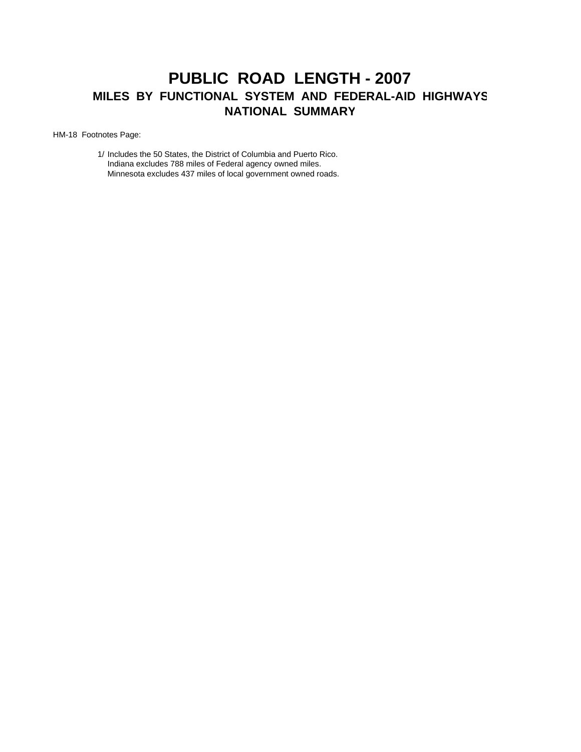# PUBLIC ROAD LENGTH - 2007

## MILES BY FUNCTIONAL SYSTEM AND FEDERAL-AID HIGHWAYS

## NATIONAL SUMMARY

HM-18 Footnotes Page:

1/ Includes the 50 States, the District of Columbia and Puerto Rico.
Indiana excludes 788 miles of Federal agency owned miles.
Minnesota excludes 437 miles of local government owned roads.